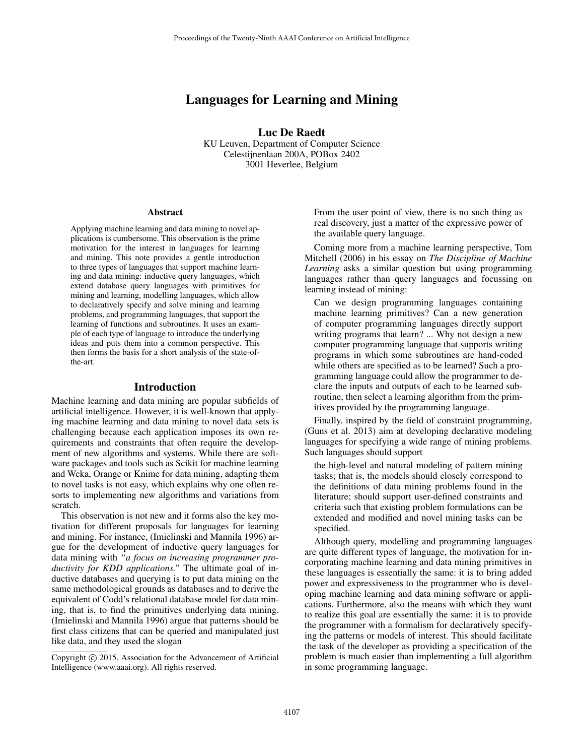# Languages for Learning and Mining

**Luc De Raedt**
KU Leuven, Department of Computer Science
Celestijnenlaan 200A, POBox 2402
3001 Heverlee, Belgium

## Abstract

Applying machine learning and data mining to novel applications is cumbersome. This observation is the prime motivation for the interest in languages for learning and mining. This note provides a gentle introduction to three types of languages that support machine learning and data mining: inductive query languages, which extend database query languages with primitives for mining and learning, modelling languages, which allow to declaratively specify and solve mining and learning problems, and programming languages, that support the learning of functions and subroutines. It uses an example of each type of language to introduce the underlying ideas and puts them into a common perspective. This then forms the basis for a short analysis of the state-of-the-art.

## Introduction

Machine learning and data mining are popular subfields of artificial intelligence. However, it is well-known that applying machine learning and data mining to novel data sets is challenging because each application imposes its own requirements and constraints that often require the development of new algorithms and systems. While there are software packages and tools such as Scikit for machine learning and Weka, Orange or Knime for data mining, adapting them to novel tasks is not easy, which explains why one often resorts to implementing new algorithms and variations from scratch.

This observation is not new and it forms also the key motivation for different proposals for languages for learning and mining. For instance, (Imielinski and Mannila 1996) argue for the development of inductive query languages for data mining with *"a focus on increasing programmer productivity for KDD applications."* The ultimate goal of inductive databases and querying is to put data mining on the same methodological grounds as databases and to derive the equivalent of Codd's relational database model for data mining, that is, to find the primitives underlying data mining. (Imielinski and Mannila 1996) argue that patterns should be first class citizens that can be queried and manipulated just like data, and they used the slogan

> From the user point of view, there is no such thing as real discovery, just a matter of the expressive power of the available query language.

Coming more from a machine learning perspective, Tom Mitchell (2006) in his essay on *The Discipline of Machine Learning* asks a similar question but using programming languages rather than query languages and focussing on learning instead of mining:

> Can we design programming languages containing machine learning primitives? Can a new generation of computer programming languages directly support writing programs that learn? ... Why not design a new computer programming language that supports writing programs in which some subroutines are hand-coded while others are specified as to be learned? Such a programming language could allow the programmer to declare the inputs and outputs of each to be learned subroutine, then select a learning algorithm from the primitives provided by the programming language.

Finally, inspired by the field of constraint programming, (Guns et al. 2013) aim at developing declarative modeling languages for specifying a wide range of mining problems. Such languages should support

> the high-level and natural modeling of pattern mining tasks; that is, the models should closely correspond to the definitions of data mining problems found in the literature; should support user-defined constraints and criteria such that existing problem formulations can be extended and modified and novel mining tasks can be specified.

Although query, modelling and programming languages are quite different types of language, the motivation for incorporating machine learning and data mining primitives in these languages is essentially the same: it is to bring added power and expressiveness to the programmer who is developing machine learning and data mining software or applications. Furthermore, also the means with which they want to realize this goal are essentially the same: it is to provide the programmer with a formalism for declaratively specifying the patterns or models of interest. This should facilitate the task of the developer as providing a specification of the problem is much easier than implementing a full algorithm in some programming language.

Copyright © 2015, Association for the Advancement of Artificial Intelligence (www.aaai.org). All rights reserved.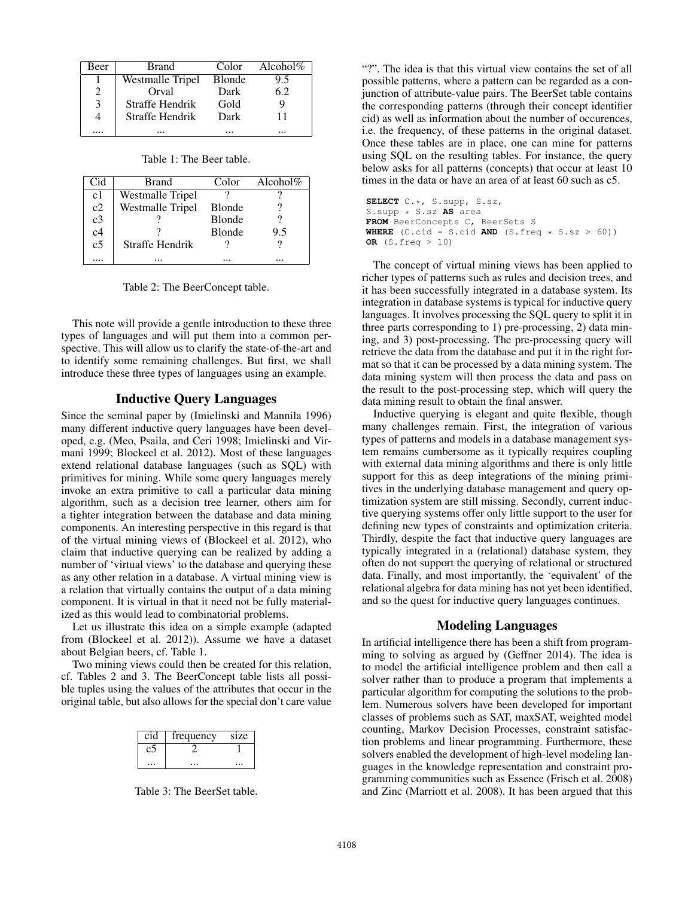| Beer | Brand | Color | Alcohol% |
|---|---|---|---|
| 1 | Westmalle Tripel | Blonde | 9.5 |
| 2 | Orval | Dark | 6.2 |
| 3 | Straffe Hendrik | Gold | 9 |
| 4 | Straffe Hendrik | Dark | 11 |
| .... | ... | ... | ... |

Table 1: The Beer table.

| Cid | Brand | Color | Alcohol% |
|---|---|---|---|
| c1 | Westmalle Tripel | ? | ? |
| c2 | Westmalle Tripel | Blonde | ? |
| c3 | ? | Blonde | ? |
| c4 | ? | Blonde | 9.5 |
| c5 | Straffe Hendrik | ? | ? |
| .... | ... | ... | ... |

Table 2: The BeerConcept table.

This note will provide a gentle introduction to these three types of languages and will put them into a common perspective. This will allow us to clarify the state-of-the-art and to identify some remaining challenges. But first, we shall introduce these three types of languages using an example.

## Inductive Query Languages

Since the seminal paper by (Imielinski and Mannila 1996) many different inductive query languages have been developed, e.g. (Meo, Psaila, and Ceri 1998; Imielinski and Virmani 1999; Blockeel et al. 2012). Most of these languages extend relational database languages (such as SQL) with primitives for mining. While some query languages merely invoke an extra primitive to call a particular data mining algorithm, such as a decision tree learner, others aim for a tighter integration between the database and data mining components. An interesting perspective in this regard is that of the virtual mining views of (Blockeel et al. 2012), who claim that inductive querying can be realized by adding a number of 'virtual views' to the database and querying these as any other relation in a database. A virtual mining view is a relation that virtually contains the output of a data mining component. It is virtual in that it need not be fully materialized as this would lead to combinatorial problems.

Let us illustrate this idea on a simple example (adapted from (Blockeel et al. 2012)). Assume we have a dataset about Belgian beers, cf. Table 1.

Two mining views could then be created for this relation, cf. Tables 2 and 3. The BeerConcept table lists all possible tuples using the values of the attributes that occur in the original table, but also allows for the special don't care value "?". The idea is that this virtual view contains the set of all possible patterns, where a pattern can be regarded as a conjunction of attribute-value pairs. The BeerSet table contains the corresponding patterns (through their concept identifier cid) as well as information about the number of occurences, i.e. the frequency, of these patterns in the original dataset. Once these tables are in place, one can mine for patterns using SQL on the resulting tables. For instance, the query below asks for all patterns (concepts) that occur at least 10 times in the data or have an area of at least 60 such as c5.

| cid | frequency | size |
|---|---|---|
| c5 | 2 | 1 |
| ... | ... | ... |

Table 3: The BeerSet table.

```
SELECT C.*, S.supp, S.sz,
S.supp * S.sz AS area
FROM BeerConcepts C, BeerSets S
WHERE (C.cid = S.cid AND (S.freq * S.sz > 60))
OR (S.freq > 10)
```

The concept of virtual mining views has been applied to richer types of patterns such as rules and decision trees, and it has been successfully integrated in a database system. Its integration in database systems is typical for inductive query languages. It involves processing the SQL query to split it in three parts corresponding to 1) pre-processing, 2) data mining, and 3) post-processing. The pre-processing query will retrieve the data from the database and put it in the right format so that it can be processed by a data mining system. The data mining system will then process the data and pass on the result to the post-processing step, which will query the data mining result to obtain the final answer.

Inductive querying is elegant and quite flexible, though many challenges remain. First, the integration of various types of patterns and models in a database management system remains cumbersome as it typically requires coupling with external data mining algorithms and there is only little support for this as deep integrations of the mining primitives in the underlying database management and query optimization system are still missing. Secondly, current inductive querying systems offer only little support to the user for defining new types of constraints and optimization criteria. Thirdly, despite the fact that inductive query languages are typically integrated in a (relational) database system, they often do not support the querying of relational or structured data. Finally, and most importantly, the 'equivalent' of the relational algebra for data mining has not yet been identified, and so the quest for inductive query languages continues.

## Modeling Languages

In artificial intelligence there has been a shift from programming to solving as argued by (Geffner 2014). The idea is to model the artificial intelligence problem and then call a solver rather than to produce a program that implements a particular algorithm for computing the solutions to the problem. Numerous solvers have been developed for important classes of problems such as SAT, maxSAT, weighted model counting, Markov Decision Processes, constraint satisfaction problems and linear programming. Furthermore, these solvers enabled the development of high-level modeling languages in the knowledge representation and constraint programming communities such as Essence (Frisch et al. 2008) and Zinc (Marriott et al. 2008). It has been argued that this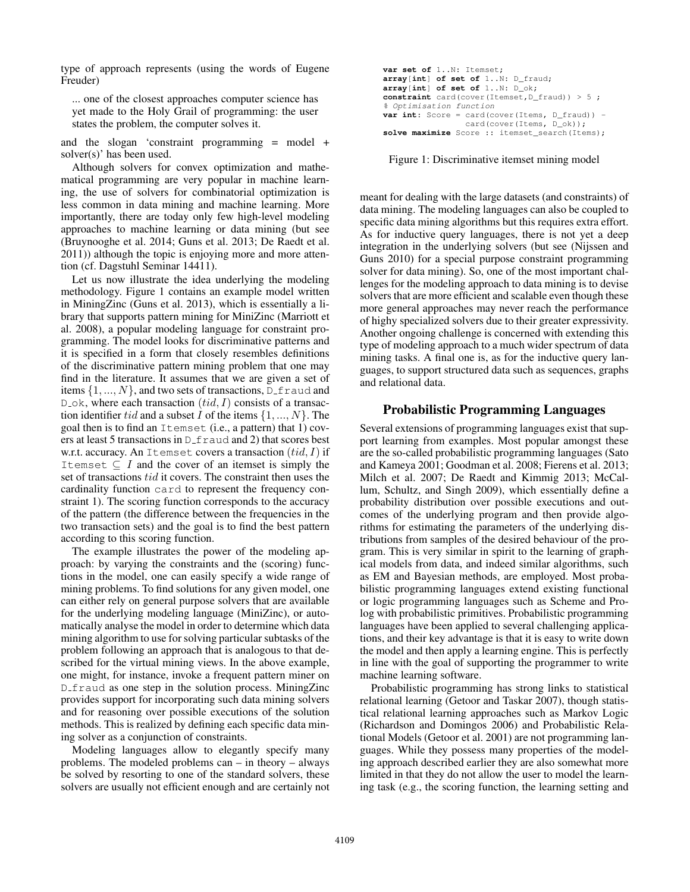type of approach represents (using the words of Eugene Freuder)

> ... one of the closest approaches computer science has yet made to the Holy Grail of programming: the user states the problem, the computer solves it.

and the slogan 'constraint programming = model + solver(s)' has been used.

Although solvers for convex optimization and mathematical programming are very popular in machine learning, the use of solvers for combinatorial optimization is less common in data mining and machine learning. More importantly, there are today only few high-level modeling approaches to machine learning or data mining (but see (Bruynooghe et al. 2014; Guns et al. 2013; De Raedt et al. 2011)) although the topic is enjoying more and more attention (cf. Dagstuhl Seminar 14411).

Let us now illustrate the idea underlying the modeling methodology. Figure 1 contains an example model written in MiningZinc (Guns et al. 2013), which is essentially a library that supports pattern mining for MiniZinc (Marriott et al. 2008), a popular modeling language for constraint programming. The model looks for discriminative patterns and it is specified in a form that closely resembles definitions of the discriminative pattern mining problem that one may find in the literature. It assumes that we are given a set of items $\{1, ..., N\}$, and two sets of transactions, `D_fraud` and `D_ok`, where each transaction $(tid, I)$ consists of a transaction identifier $tid$ and a subset $I$ of the items $\{1, ..., N\}$. The goal then is to find an `Itemset` (i.e., a pattern) that 1) covers at least 5 transactions in `D_fraud` and 2) that scores best w.r.t. accuracy. An `Itemset` covers a transaction $(tid, I)$ if `Itemset` $\subseteq I$ and the cover of an itemset is simply the set of transactions $tid$ it covers. The constraint then uses the cardinality function `card` to represent the frequency constraint 1). The scoring function corresponds to the accuracy of the pattern (the difference between the frequencies in the two transaction sets) and the goal is to find the best pattern according to this scoring function.

The example illustrates the power of the modeling approach: by varying the constraints and the (scoring) functions in the model, one can easily specify a wide range of mining problems. To find solutions for any given model, one can either rely on general purpose solvers that are available for the underlying modeling language (MiniZinc), or automatically analyse the model in order to determine which data mining algorithm to use for solving particular subtasks of the problem following an approach that is analogous to that described for the virtual mining views. In the above example, one might, for instance, invoke a frequent pattern miner on `D_fraud` as one step in the solution process. MiningZinc provides support for incorporating such data mining solvers and for reasoning over possible executions of the solution methods. This is realized by defining each specific data mining solver as a conjunction of constraints.

Modeling languages allow to elegantly specify many problems. The modeled problems can – in theory – always be solved by resorting to one of the standard solvers, these solvers are usually not efficient enough and are certainly not

```
var set of 1..N: Itemset;
array[int] of set of 1..N: D_fraud;
array[int] of set of 1..N: D_ok;
constraint card(cover(Itemset,D_fraud)) > 5 ;
% Optimisation function
var int: Score = card(cover(Items, D_fraud)) -
                 card(cover(Items, D_ok));
solve maximize Score :: itemset_search(Items);
```

Figure 1: Discriminative itemset mining model

meant for dealing with the large datasets (and constraints) of data mining. The modeling languages can also be coupled to specific data mining algorithms but this requires extra effort. As for inductive query languages, there is not yet a deep integration in the underlying solvers (but see (Nijssen and Guns 2010) for a special purpose constraint programming solver for data mining). So, one of the most important challenges for the modeling approach to data mining is to devise solvers that are more efficient and scalable even though these more general approaches may never reach the performance of highy specialized solvers due to their greater expressivity. Another ongoing challenge is concerned with extending this type of modeling approach to a much wider spectrum of data mining tasks. A final one is, as for the inductive query languages, to support structured data such as sequences, graphs and relational data.

## Probabilistic Programming Languages

Several extensions of programming languages exist that support learning from examples. Most popular amongst these are the so-called probabilistic programming languages (Sato and Kameya 2001; Goodman et al. 2008; Fierens et al. 2013; Milch et al. 2007; De Raedt and Kimmig 2013; McCallum, Schultz, and Singh 2009), which essentially define a probability distribution over possible executions and outcomes of the underlying program and then provide algorithms for estimating the parameters of the underlying distributions from samples of the desired behaviour of the program. This is very similar in spirit to the learning of graphical models from data, and indeed similar algorithms, such as EM and Bayesian methods, are employed. Most probabilistic programming languages extend existing functional or logic programming languages such as Scheme and Prolog with probabilistic primitives. Probabilistic programming languages have been applied to several challenging applications, and their key advantage is that it is easy to write down the model and then apply a learning engine. This is perfectly in line with the goal of supporting the programmer to write machine learning software.

Probabilistic programming has strong links to statistical relational learning (Getoor and Taskar 2007), though statistical relational learning approaches such as Markov Logic (Richardson and Domingos 2006) and Probabilistic Relational Models (Getoor et al. 2001) are not programming languages. While they possess many properties of the modeling approach described earlier they are also somewhat more limited in that they do not allow the user to model the learning task (e.g., the scoring function, the learning setting and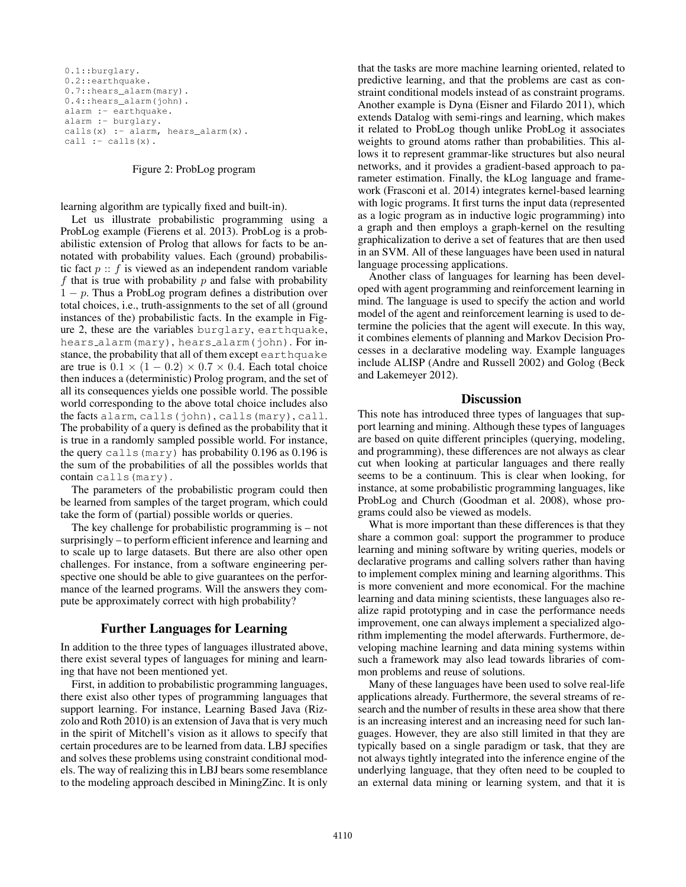```
0.1::burglary.
0.2::earthquake.
0.7::hears_alarm(mary).
0.4::hears_alarm(john).
alarm :- earthquake.
alarm :- burglary.
calls(x) :- alarm, hears_alarm(x).
call :- calls(x).
```

Figure 2: ProbLog program

learning algorithm are typically fixed and built-in).

Let us illustrate probabilistic programming using a ProbLog example (Fierens et al. 2013). ProbLog is a probabilistic extension of Prolog that allows for facts to be annotated with probability values. Each (ground) probabilistic fact $p :: f$ is viewed as an independent random variable $f$ that is true with probability $p$ and false with probability $1 - p$. Thus a ProbLog program defines a distribution over total choices, i.e., truth-assignments to the set of all (ground instances of the) probabilistic facts. In the example in Figure 2, these are the variables `burglary`, `earthquake`, `hears_alarm(mary)`, `hears_alarm(john)`. For instance, the probability that all of them except `earthquake` are true is $0.1 \times (1 - 0.2) \times 0.7 \times 0.4$. Each total choice then induces a (deterministic) Prolog program, and the set of all its consequences yields one possible world. The possible world corresponding to the above total choice includes also the facts `alarm`, `calls(john)`, `calls(mary)`, `call`. The probability of a query is defined as the probability that it is true in a randomly sampled possible world. For instance, the query `calls(mary)` has probability 0.196 as 0.196 is the sum of the probabilities of all the possibles worlds that contain `calls(mary)`.

The parameters of the probabilistic program could then be learned from samples of the target program, which could take the form of (partial) possible worlds or queries.

The key challenge for probabilistic programming is – not surprisingly – to perform efficient inference and learning and to scale up to large datasets. But there are also other open challenges. For instance, from a software engineering perspective one should be able to give guarantees on the performance of the learned programs. Will the answers they compute be approximately correct with high probability?

## Further Languages for Learning

In addition to the three types of languages illustrated above, there exist several types of languages for mining and learning that have not been mentioned yet.

First, in addition to probabilistic programming languages, there exist also other types of programming languages that support learning. For instance, Learning Based Java (Rizzolo and Roth 2010) is an extension of Java that is very much in the spirit of Mitchell's vision as it allows to specify that certain procedures are to be learned from data. LBJ specifies and solves these problems using constraint conditional models. The way of realizing this in LBJ bears some resemblance to the modeling approach descibed in MiningZinc. It is only that the tasks are more machine learning oriented, related to predictive learning, and that the problems are cast as constraint conditional models instead of as constraint programs. Another example is Dyna (Eisner and Filardo 2011), which extends Datalog with semi-rings and learning, which makes it related to ProbLog though unlike ProbLog it associates weights to ground atoms rather than probabilities. This allows it to represent grammar-like structures but also neural networks, and it provides a gradient-based approach to parameter estimation. Finally, the kLog language and framework (Frasconi et al. 2014) integrates kernel-based learning with logic programs. It first turns the input data (represented as a logic program as in inductive logic programming) into a graph and then employs a graph-kernel on the resulting graphicalization to derive a set of features that are then used in an SVM. All of these languages have been used in natural language processing applications.

Another class of languages for learning has been developed with agent programming and reinforcement learning in mind. The language is used to specify the action and world model of the agent and reinforcement learning is used to determine the policies that the agent will execute. In this way, it combines elements of planning and Markov Decision Processes in a declarative modeling way. Example languages include ALISP (Andre and Russell 2002) and Golog (Beck and Lakemeyer 2012).

## Discussion

This note has introduced three types of languages that support learning and mining. Although these types of languages are based on quite different principles (querying, modeling, and programming), these differences are not always as clear cut when looking at particular languages and there really seems to be a continuum. This is clear when looking, for instance, at some probabilistic programming languages, like ProbLog and Church (Goodman et al. 2008), whose programs could also be viewed as models.

What is more important than these differences is that they share a common goal: support the programmer to produce learning and mining software by writing queries, models or declarative programs and calling solvers rather than having to implement complex mining and learning algorithms. This is more convenient and more economical. For the machine learning and data mining scientists, these languages also realize rapid prototyping and in case the performance needs improvement, one can always implement a specialized algorithm implementing the model afterwards. Furthermore, developing machine learning and data mining systems within such a framework may also lead towards libraries of common problems and reuse of solutions.

Many of these languages have been used to solve real-life applications already. Furthermore, the several streams of research and the number of results in these area show that there is an increasing interest and an increasing need for such languages. However, they are also still limited in that they are typically based on a single paradigm or task, that they are not always tightly integrated into the inference engine of the underlying language, that they often need to be coupled to an external data mining or learning system, and that it is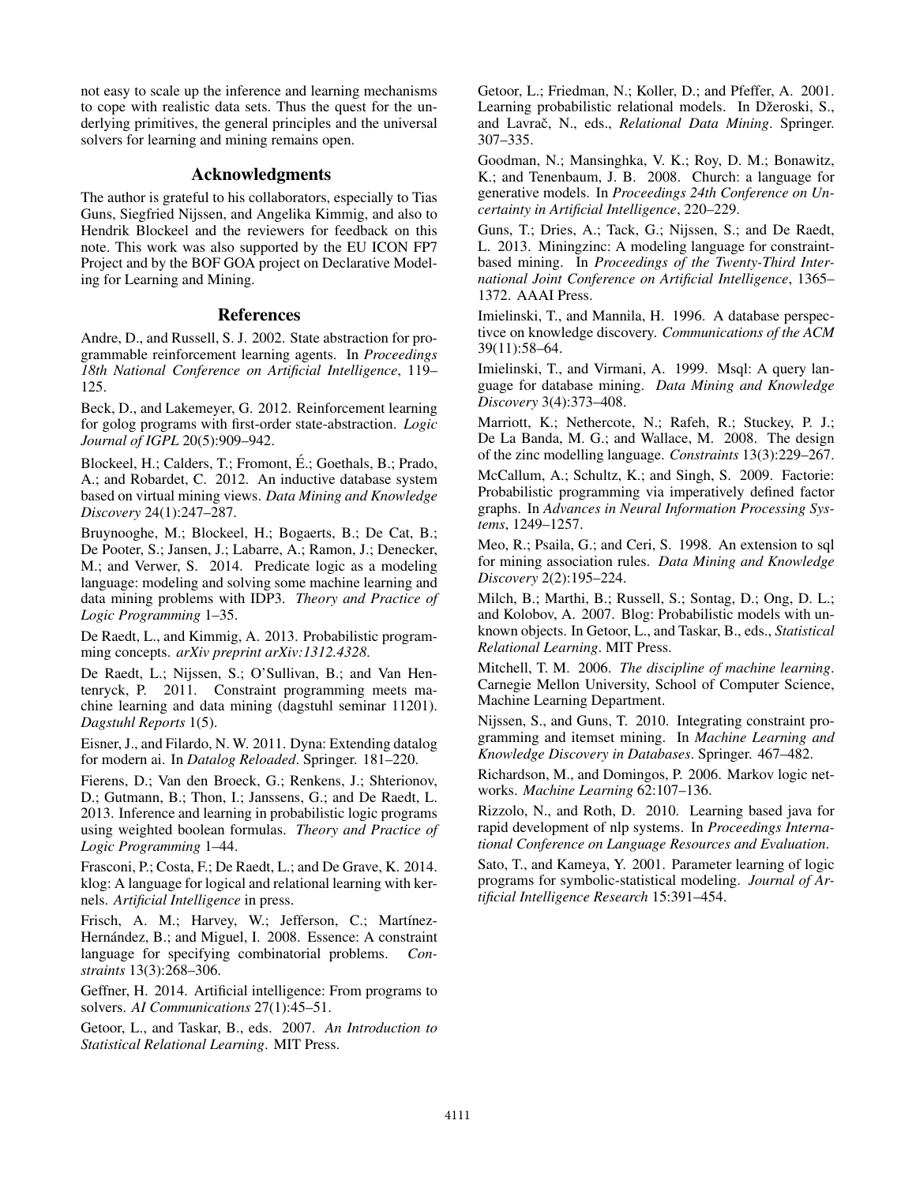not easy to scale up the inference and learning mechanisms to cope with realistic data sets. Thus the quest for the underlying primitives, the general principles and the universal solvers for learning and mining remains open.

## Acknowledgments

The author is grateful to his collaborators, especially to Tias Guns, Siegfried Nijssen, and Angelika Kimmig, and also to Hendrik Blockeel and the reviewers for feedback on this note. This work was also supported by the EU ICON FP7 Project and by the BOF GOA project on Declarative Modeling for Learning and Mining.

## References

Andre, D., and Russell, S. J. 2002. State abstraction for programmable reinforcement learning agents. In *Proceedings 18th National Conference on Artificial Intelligence*, 119–125.

Beck, D., and Lakemeyer, G. 2012. Reinforcement learning for golog programs with first-order state-abstraction. *Logic Journal of IGPL* 20(5):909–942.

Blockeel, H.; Calders, T.; Fromont, É.; Goethals, B.; Prado, A.; and Robardet, C. 2012. An inductive database system based on virtual mining views. *Data Mining and Knowledge Discovery* 24(1):247–287.

Bruynooghe, M.; Blockeel, H.; Bogaerts, B.; De Cat, B.; De Pooter, S.; Jansen, J.; Labarre, A.; Ramon, J.; Denecker, M.; and Verwer, S. 2014. Predicate logic as a modeling language: modeling and solving some machine learning and data mining problems with IDP3. *Theory and Practice of Logic Programming* 1–35.

De Raedt, L., and Kimmig, A. 2013. Probabilistic programming concepts. *arXiv preprint arXiv:1312.4328*.

De Raedt, L.; Nijssen, S.; O'Sullivan, B.; and Van Hentenryck, P. 2011. Constraint programming meets machine learning and data mining (dagstuhl seminar 11201). *Dagstuhl Reports* 1(5).

Eisner, J., and Filardo, N. W. 2011. Dyna: Extending datalog for modern ai. In *Datalog Reloaded*. Springer. 181–220.

Fierens, D.; Van den Broeck, G.; Renkens, J.; Shterionov, D.; Gutmann, B.; Thon, I.; Janssens, G.; and De Raedt, L. 2013. Inference and learning in probabilistic logic programs using weighted boolean formulas. *Theory and Practice of Logic Programming* 1–44.

Frasconi, P.; Costa, F.; De Raedt, L.; and De Grave, K. 2014. klog: A language for logical and relational learning with kernels. *Artificial Intelligence* in press.

Frisch, A. M.; Harvey, W.; Jefferson, C.; Martínez-Hernández, B.; and Miguel, I. 2008. Essence: A constraint language for specifying combinatorial problems. *Constraints* 13(3):268–306.

Geffner, H. 2014. Artificial intelligence: From programs to solvers. *AI Communications* 27(1):45–51.

Getoor, L., and Taskar, B., eds. 2007. *An Introduction to Statistical Relational Learning*. MIT Press.

Getoor, L.; Friedman, N.; Koller, D.; and Pfeffer, A. 2001. Learning probabilistic relational models. In Džeroski, S., and Lavrač, N., eds., *Relational Data Mining*. Springer. 307–335.

Goodman, N.; Mansinghka, V. K.; Roy, D. M.; Bonawitz, K.; and Tenenbaum, J. B. 2008. Church: a language for generative models. In *Proceedings 24th Conference on Uncertainty in Artificial Intelligence*, 220–229.

Guns, T.; Dries, A.; Tack, G.; Nijssen, S.; and De Raedt, L. 2013. Miningzinc: A modeling language for constraint-based mining. In *Proceedings of the Twenty-Third International Joint Conference on Artificial Intelligence*, 1365–1372. AAAI Press.

Imielinski, T., and Mannila, H. 1996. A database perspectivce on knowledge discovery. *Communications of the ACM* 39(11):58–64.

Imielinski, T., and Virmani, A. 1999. Msql: A query language for database mining. *Data Mining and Knowledge Discovery* 3(4):373–408.

Marriott, K.; Nethercote, N.; Rafeh, R.; Stuckey, P. J.; De La Banda, M. G.; and Wallace, M. 2008. The design of the zinc modelling language. *Constraints* 13(3):229–267.

McCallum, A.; Schultz, K.; and Singh, S. 2009. Factorie: Probabilistic programming via imperatively defined factor graphs. In *Advances in Neural Information Processing Systems*, 1249–1257.

Meo, R.; Psaila, G.; and Ceri, S. 1998. An extension to sql for mining association rules. *Data Mining and Knowledge Discovery* 2(2):195–224.

Milch, B.; Marthi, B.; Russell, S.; Sontag, D.; Ong, D. L.; and Kolobov, A. 2007. Blog: Probabilistic models with unknown objects. In Getoor, L., and Taskar, B., eds., *Statistical Relational Learning*. MIT Press.

Mitchell, T. M. 2006. *The discipline of machine learning*. Carnegie Mellon University, School of Computer Science, Machine Learning Department.

Nijssen, S., and Guns, T. 2010. Integrating constraint programming and itemset mining. In *Machine Learning and Knowledge Discovery in Databases*. Springer. 467–482.

Richardson, M., and Domingos, P. 2006. Markov logic networks. *Machine Learning* 62:107–136.

Rizzolo, N., and Roth, D. 2010. Learning based java for rapid development of nlp systems. In *Proceedings International Conference on Language Resources and Evaluation*.

Sato, T., and Kameya, Y. 2001. Parameter learning of logic programs for symbolic-statistical modeling. *Journal of Artificial Intelligence Research* 15:391–454.